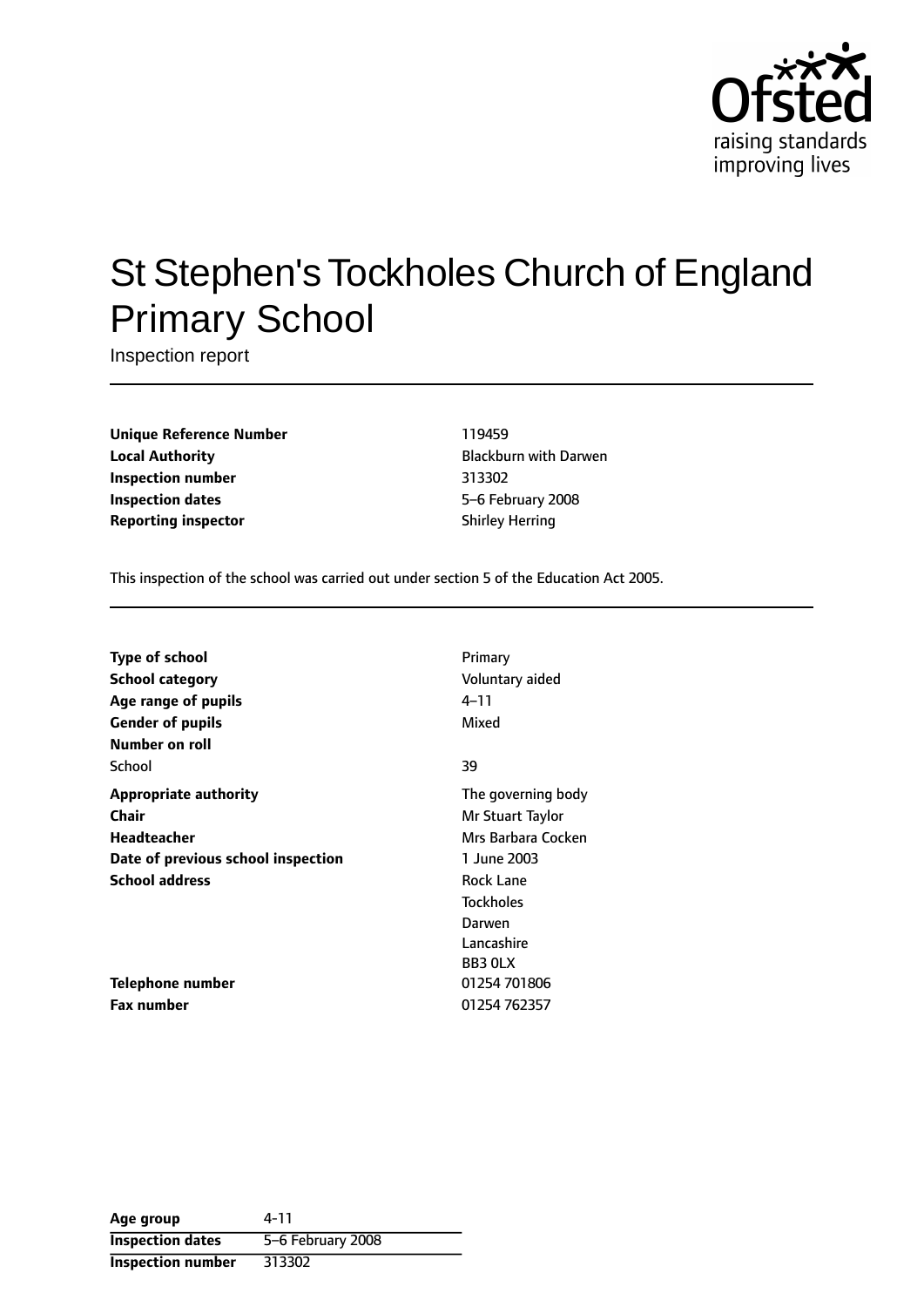# St Stephen's Tockholes Church of England Primary School

Inspection report

| | |
|---|---|
| **Unique Reference Number** | 119459 |
| **Local Authority** | Blackburn with Darwen |
| **Inspection number** | 313302 |
| **Inspection dates** | 5–6 February 2008 |
| **Reporting inspector** | Shirley Herring |

This inspection of the school was carried out under section 5 of the Education Act 2005.

| | |
|---|---|
| **Type of school** | Primary |
| **School category** | Voluntary aided |
| **Age range of pupils** | 4–11 |
| **Gender of pupils** | Mixed |
| **Number on roll** | |
| School | 39 |
| **Appropriate authority** | The governing body |
| **Chair** | Mr Stuart Taylor |
| **Headteacher** | Mrs Barbara Cocken |
| **Date of previous school inspection** | 1 June 2003 |
| **School address** | Rock Lane<br>Tockholes<br>Darwen<br>Lancashire<br>BB3 0LX |
| **Telephone number** | 01254 701806 |
| **Fax number** | 01254 762357 |

| | |
|---|---|
| **Age group** | 4-11 |
| **Inspection dates** | 5–6 February 2008 |
| **Inspection number** | 313302 |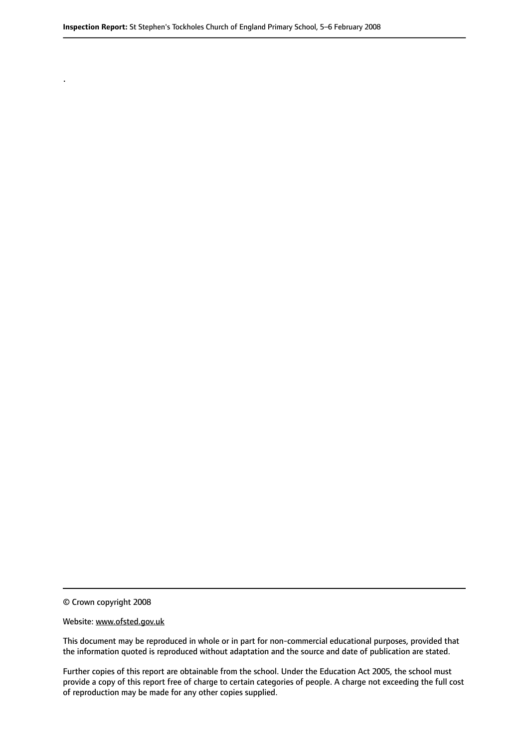.

© Crown copyright 2008

Website: www.ofsted.gov.uk

This document may be reproduced in whole or in part for non-commercial educational purposes, provided that the information quoted is reproduced without adaptation and the source and date of publication are stated.

Further copies of this report are obtainable from the school. Under the Education Act 2005, the school must provide a copy of this report free of charge to certain categories of people. A charge not exceeding the full cost of reproduction may be made for any other copies supplied.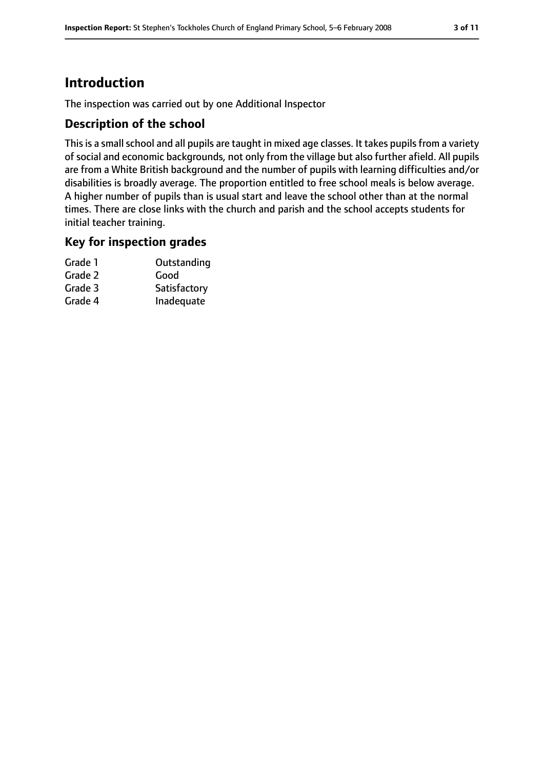# Introduction

The inspection was carried out by one Additional Inspector

## Description of the school

This is a small school and all pupils are taught in mixed age classes. It takes pupils from a variety of social and economic backgrounds, not only from the village but also further afield. All pupils are from a White British background and the number of pupils with learning difficulties and/or disabilities is broadly average. The proportion entitled to free school meals is below average. A higher number of pupils than is usual start and leave the school other than at the normal times. There are close links with the church and parish and the school accepts students for initial teacher training.

## Key for inspection grades

| | |
|---|---|
| Grade 1 | Outstanding |
| Grade 2 | Good |
| Grade 3 | Satisfactory |
| Grade 4 | Inadequate |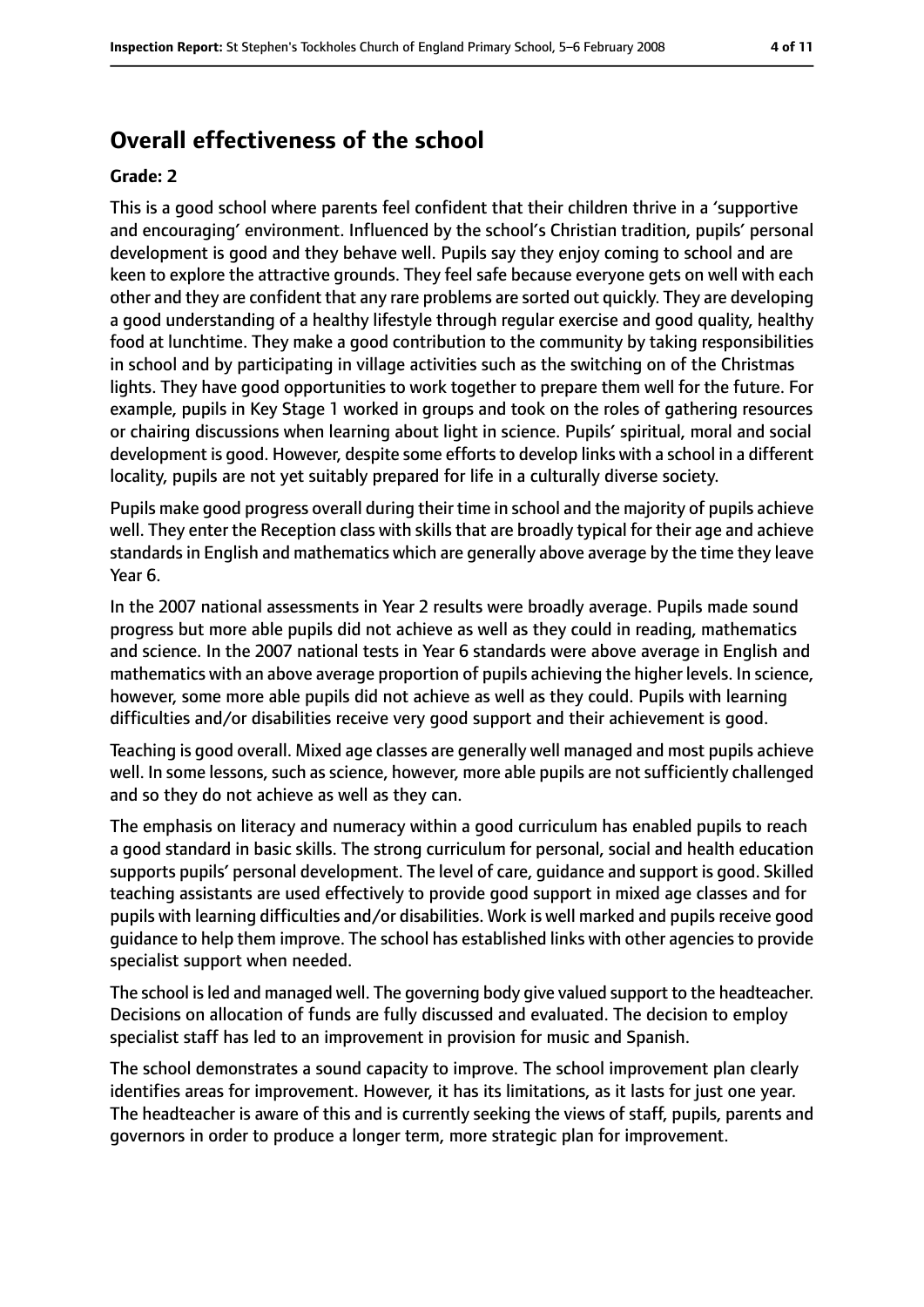## Overall effectiveness of the school

### Grade: 2

This is a good school where parents feel confident that their children thrive in a 'supportive and encouraging' environment. Influenced by the school's Christian tradition, pupils' personal development is good and they behave well. Pupils say they enjoy coming to school and are keen to explore the attractive grounds. They feel safe because everyone gets on well with each other and they are confident that any rare problems are sorted out quickly. They are developing a good understanding of a healthy lifestyle through regular exercise and good quality, healthy food at lunchtime. They make a good contribution to the community by taking responsibilities in school and by participating in village activities such as the switching on of the Christmas lights. They have good opportunities to work together to prepare them well for the future. For example, pupils in Key Stage 1 worked in groups and took on the roles of gathering resources or chairing discussions when learning about light in science. Pupils' spiritual, moral and social development is good. However, despite some efforts to develop links with a school in a different locality, pupils are not yet suitably prepared for life in a culturally diverse society.

Pupils make good progress overall during their time in school and the majority of pupils achieve well. They enter the Reception class with skills that are broadly typical for their age and achieve standards in English and mathematics which are generally above average by the time they leave Year 6.

In the 2007 national assessments in Year 2 results were broadly average. Pupils made sound progress but more able pupils did not achieve as well as they could in reading, mathematics and science. In the 2007 national tests in Year 6 standards were above average in English and mathematics with an above average proportion of pupils achieving the higher levels. In science, however, some more able pupils did not achieve as well as they could. Pupils with learning difficulties and/or disabilities receive very good support and their achievement is good.

Teaching is good overall. Mixed age classes are generally well managed and most pupils achieve well. In some lessons, such as science, however, more able pupils are not sufficiently challenged and so they do not achieve as well as they can.

The emphasis on literacy and numeracy within a good curriculum has enabled pupils to reach a good standard in basic skills. The strong curriculum for personal, social and health education supports pupils' personal development. The level of care, guidance and support is good. Skilled teaching assistants are used effectively to provide good support in mixed age classes and for pupils with learning difficulties and/or disabilities. Work is well marked and pupils receive good guidance to help them improve. The school has established links with other agencies to provide specialist support when needed.

The school is led and managed well. The governing body give valued support to the headteacher. Decisions on allocation of funds are fully discussed and evaluated. The decision to employ specialist staff has led to an improvement in provision for music and Spanish.

The school demonstrates a sound capacity to improve. The school improvement plan clearly identifies areas for improvement. However, it has its limitations, as it lasts for just one year. The headteacher is aware of this and is currently seeking the views of staff, pupils, parents and governors in order to produce a longer term, more strategic plan for improvement.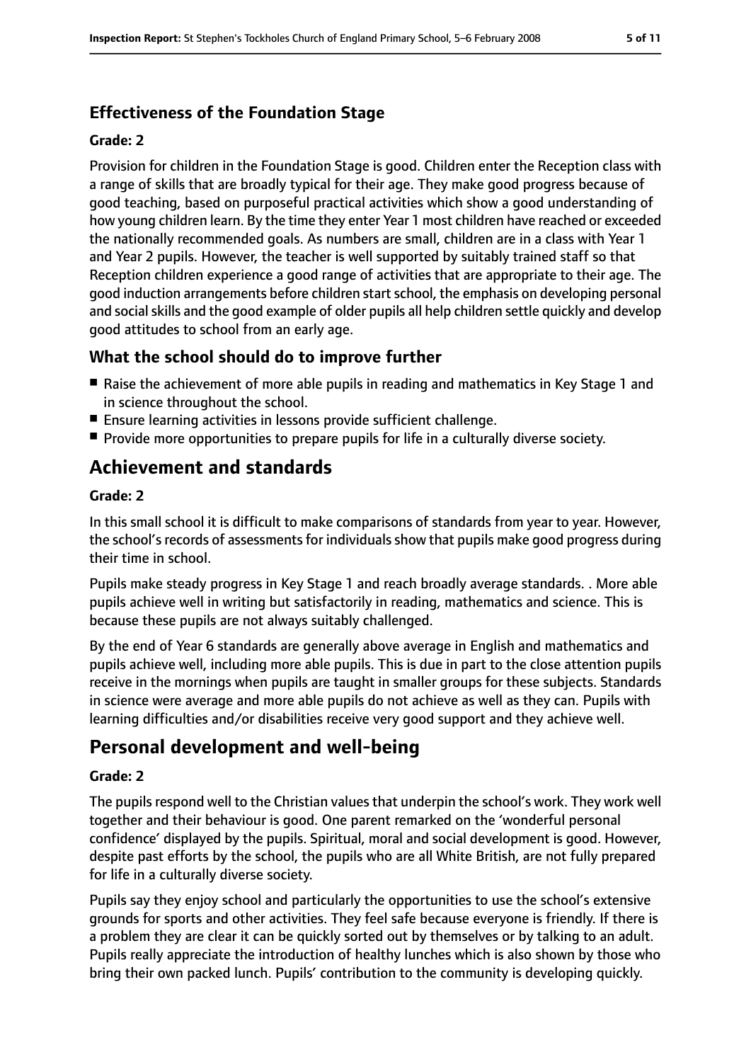### Effectiveness of the Foundation Stage

**Grade: 2**

Provision for children in the Foundation Stage is good. Children enter the Reception class with a range of skills that are broadly typical for their age. They make good progress because of good teaching, based on purposeful practical activities which show a good understanding of how young children learn. By the time they enter Year 1 most children have reached or exceeded the nationally recommended goals. As numbers are small, children are in a class with Year 1 and Year 2 pupils. However, the teacher is well supported by suitably trained staff so that Reception children experience a good range of activities that are appropriate to their age. The good induction arrangements before children start school, the emphasis on developing personal and social skills and the good example of older pupils all help children settle quickly and develop good attitudes to school from an early age.

### What the school should do to improve further

- Raise the achievement of more able pupils in reading and mathematics in Key Stage 1 and in science throughout the school.
- Ensure learning activities in lessons provide sufficient challenge.
- Provide more opportunities to prepare pupils for life in a culturally diverse society.

## Achievement and standards

**Grade: 2**

In this small school it is difficult to make comparisons of standards from year to year. However, the school's records of assessments for individuals show that pupils make good progress during their time in school.

Pupils make steady progress in Key Stage 1 and reach broadly average standards. . More able pupils achieve well in writing but satisfactorily in reading, mathematics and science. This is because these pupils are not always suitably challenged.

By the end of Year 6 standards are generally above average in English and mathematics and pupils achieve well, including more able pupils. This is due in part to the close attention pupils receive in the mornings when pupils are taught in smaller groups for these subjects. Standards in science were average and more able pupils do not achieve as well as they can. Pupils with learning difficulties and/or disabilities receive very good support and they achieve well.

## Personal development and well-being

**Grade: 2**

The pupils respond well to the Christian values that underpin the school's work. They work well together and their behaviour is good. One parent remarked on the 'wonderful personal confidence' displayed by the pupils. Spiritual, moral and social development is good. However, despite past efforts by the school, the pupils who are all White British, are not fully prepared for life in a culturally diverse society.

Pupils say they enjoy school and particularly the opportunities to use the school's extensive grounds for sports and other activities. They feel safe because everyone is friendly. If there is a problem they are clear it can be quickly sorted out by themselves or by talking to an adult. Pupils really appreciate the introduction of healthy lunches which is also shown by those who bring their own packed lunch. Pupils' contribution to the community is developing quickly.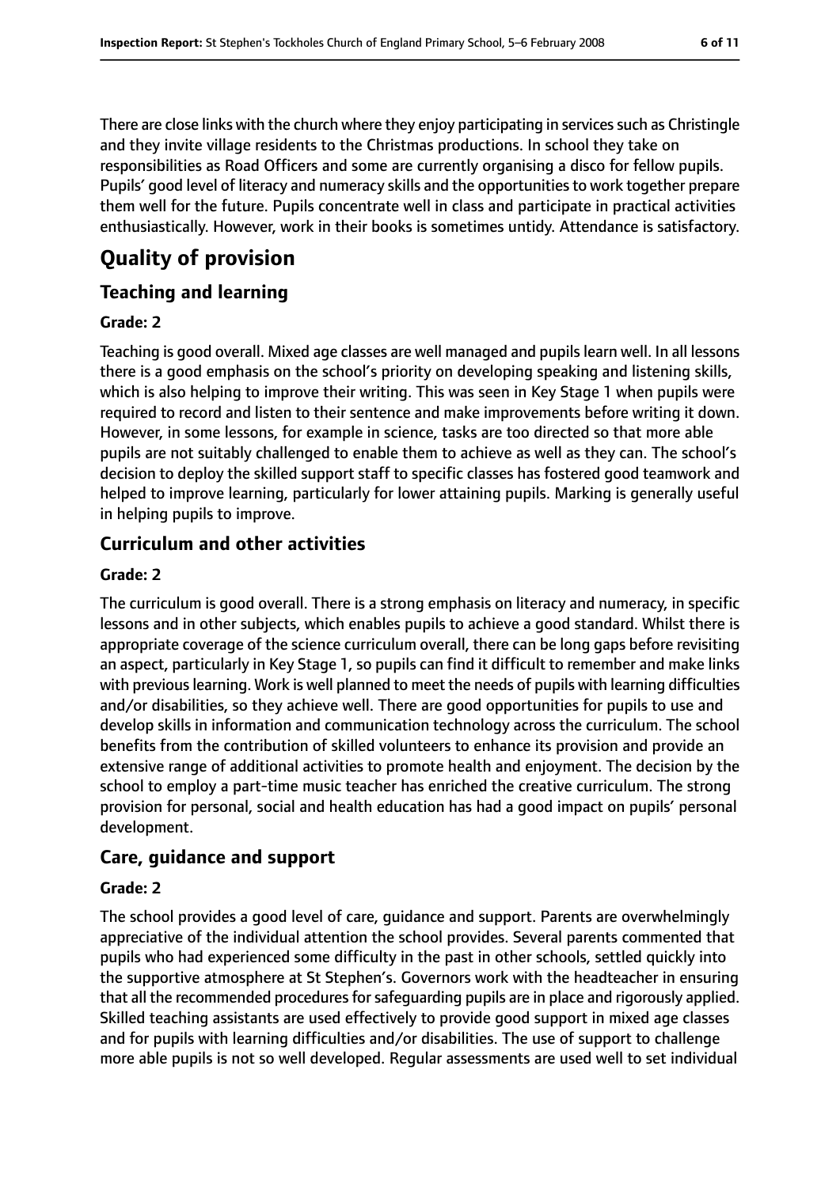There are close links with the church where they enjoy participating in services such as Christingle and they invite village residents to the Christmas productions. In school they take on responsibilities as Road Officers and some are currently organising a disco for fellow pupils. Pupils' good level of literacy and numeracy skills and the opportunities to work together prepare them well for the future. Pupils concentrate well in class and participate in practical activities enthusiastically. However, work in their books is sometimes untidy. Attendance is satisfactory.

# Quality of provision

## Teaching and learning

### Grade: 2

Teaching is good overall. Mixed age classes are well managed and pupils learn well. In all lessons there is a good emphasis on the school's priority on developing speaking and listening skills, which is also helping to improve their writing. This was seen in Key Stage 1 when pupils were required to record and listen to their sentence and make improvements before writing it down. However, in some lessons, for example in science, tasks are too directed so that more able pupils are not suitably challenged to enable them to achieve as well as they can. The school's decision to deploy the skilled support staff to specific classes has fostered good teamwork and helped to improve learning, particularly for lower attaining pupils. Marking is generally useful in helping pupils to improve.

## Curriculum and other activities

### Grade: 2

The curriculum is good overall. There is a strong emphasis on literacy and numeracy, in specific lessons and in other subjects, which enables pupils to achieve a good standard. Whilst there is appropriate coverage of the science curriculum overall, there can be long gaps before revisiting an aspect, particularly in Key Stage 1, so pupils can find it difficult to remember and make links with previous learning. Work is well planned to meet the needs of pupils with learning difficulties and/or disabilities, so they achieve well. There are good opportunities for pupils to use and develop skills in information and communication technology across the curriculum. The school benefits from the contribution of skilled volunteers to enhance its provision and provide an extensive range of additional activities to promote health and enjoyment. The decision by the school to employ a part-time music teacher has enriched the creative curriculum. The strong provision for personal, social and health education has had a good impact on pupils' personal development.

## Care, guidance and support

### Grade: 2

The school provides a good level of care, guidance and support. Parents are overwhelmingly appreciative of the individual attention the school provides. Several parents commented that pupils who had experienced some difficulty in the past in other schools, settled quickly into the supportive atmosphere at St Stephen's. Governors work with the headteacher in ensuring that all the recommended procedures for safeguarding pupils are in place and rigorously applied. Skilled teaching assistants are used effectively to provide good support in mixed age classes and for pupils with learning difficulties and/or disabilities. The use of support to challenge more able pupils is not so well developed. Regular assessments are used well to set individual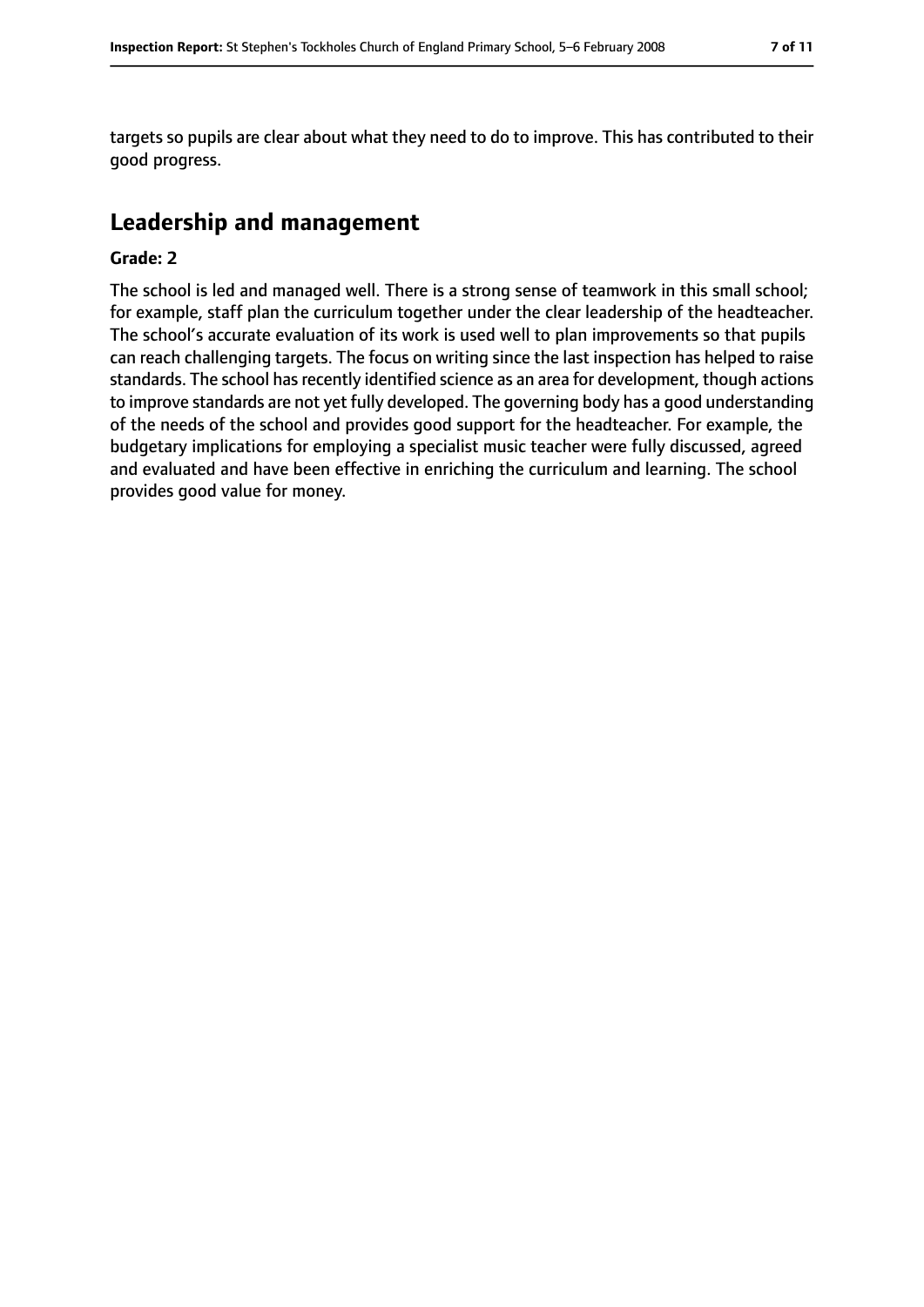targets so pupils are clear about what they need to do to improve. This has contributed to their good progress.

## Leadership and management

**Grade: 2**

The school is led and managed well. There is a strong sense of teamwork in this small school; for example, staff plan the curriculum together under the clear leadership of the headteacher. The school's accurate evaluation of its work is used well to plan improvements so that pupils can reach challenging targets. The focus on writing since the last inspection has helped to raise standards. The school has recently identified science as an area for development, though actions to improve standards are not yet fully developed. The governing body has a good understanding of the needs of the school and provides good support for the headteacher. For example, the budgetary implications for employing a specialist music teacher were fully discussed, agreed and evaluated and have been effective in enriching the curriculum and learning. The school provides good value for money.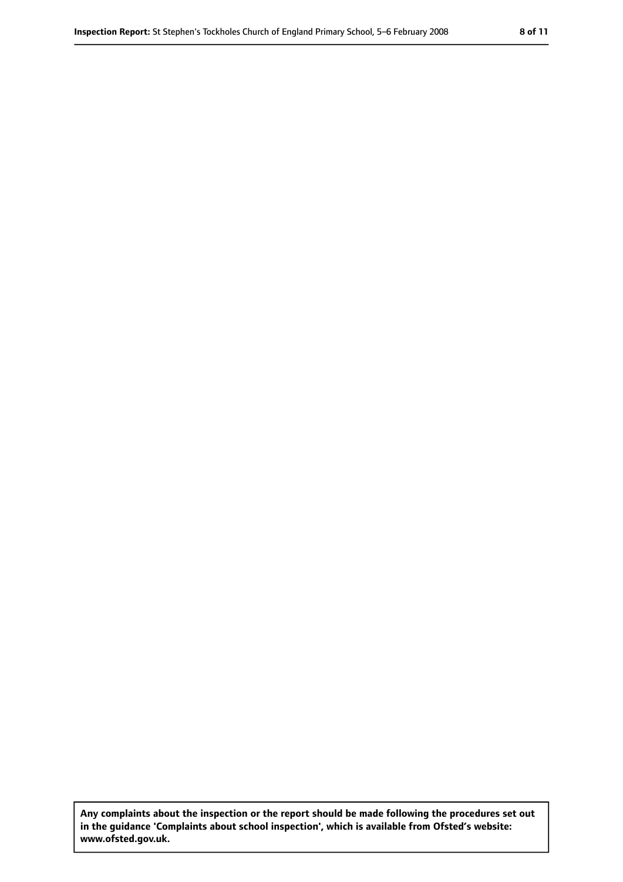**Any complaints about the inspection or the report should be made following the procedures set out in the guidance 'Complaints about school inspection', which is available from Ofsted's website: www.ofsted.gov.uk.**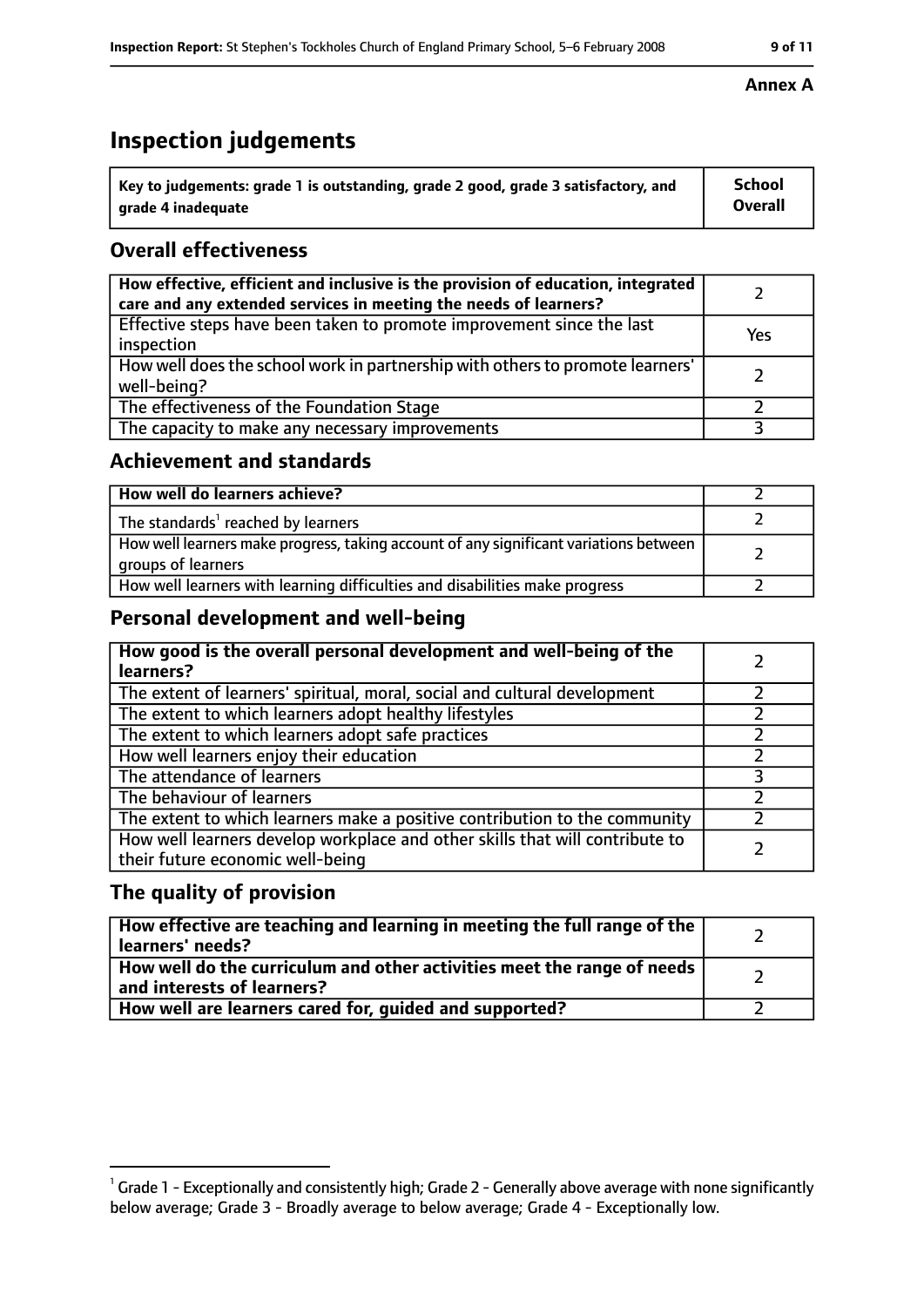**Annex A**

# Inspection judgements

| Key to judgements: grade 1 is outstanding, grade 2 good, grade 3 satisfactory, and grade 4 inadequate | School Overall |
|---|---|

## Overall effectiveness

| | |
|---|---|
| How effective, efficient and inclusive is the provision of education, integrated care and any extended services in meeting the needs of learners? | 2 |
| Effective steps have been taken to promote improvement since the last inspection | Yes |
| How well does the school work in partnership with others to promote learners' well-being? | 2 |
| The effectiveness of the Foundation Stage | 2 |
| The capacity to make any necessary improvements | 3 |

## Achievement and standards

| | |
|---|---|
| How well do learners achieve? | 2 |
| The standards[1] reached by learners | 2 |
| How well learners make progress, taking account of any significant variations between groups of learners | 2 |
| How well learners with learning difficulties and disabilities make progress | 2 |

## Personal development and well-being

| | |
|---|---|
| How good is the overall personal development and well-being of the learners? | 2 |
| The extent of learners' spiritual, moral, social and cultural development | 2 |
| The extent to which learners adopt healthy lifestyles | 2 |
| The extent to which learners adopt safe practices | 2 |
| How well learners enjoy their education | 2 |
| The attendance of learners | 3 |
| The behaviour of learners | 2 |
| The extent to which learners make a positive contribution to the community | 2 |
| How well learners develop workplace and other skills that will contribute to their future economic well-being | 2 |

## The quality of provision

| | |
|---|---|
| How effective are teaching and learning in meeting the full range of the learners' needs? | 2 |
| How well do the curriculum and other activities meet the range of needs and interests of learners? | 2 |
| How well are learners cared for, guided and supported? | 2 |

[1] Grade 1 - Exceptionally and consistently high; Grade 2 - Generally above average with none significantly below average; Grade 3 - Broadly average to below average; Grade 4 - Exceptionally low.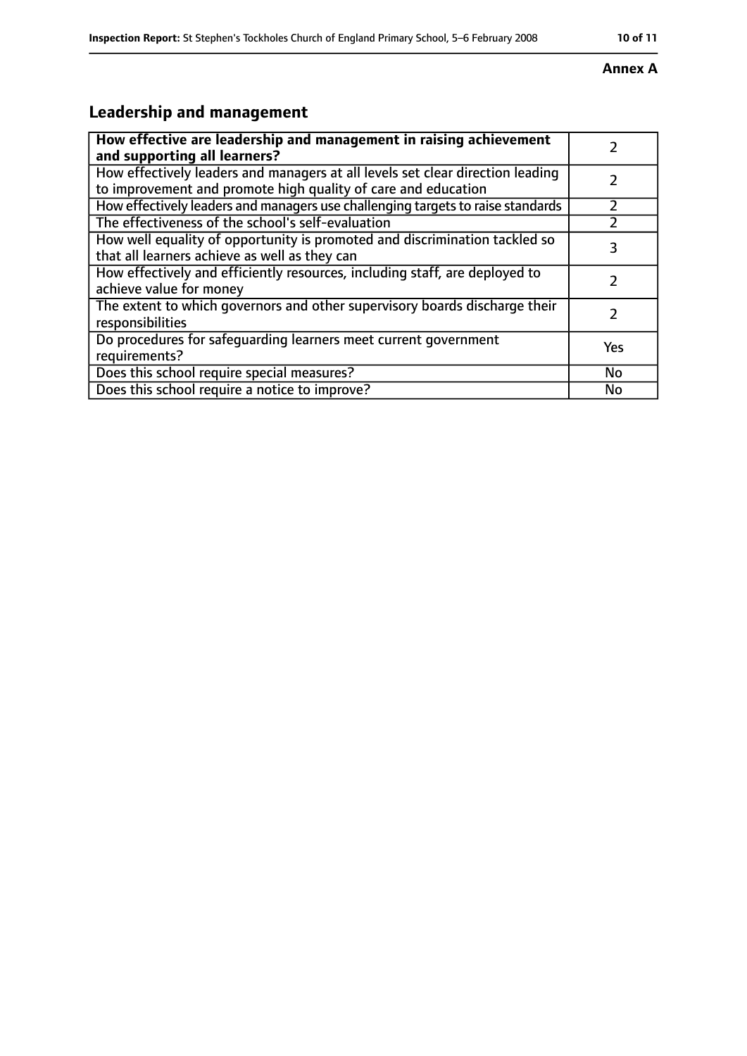**Annex A**

## Leadership and management

| **How effective are leadership and management in raising achievement and supporting all learners?** | 2 |
|---|---|
| How effectively leaders and managers at all levels set clear direction leading to improvement and promote high quality of care and education | 2 |
| How effectively leaders and managers use challenging targets to raise standards | 2 |
| The effectiveness of the school's self-evaluation | 2 |
| How well equality of opportunity is promoted and discrimination tackled so that all learners achieve as well as they can | 3 |
| How effectively and efficiently resources, including staff, are deployed to achieve value for money | 2 |
| The extent to which governors and other supervisory boards discharge their responsibilities | 2 |
| Do procedures for safeguarding learners meet current government requirements? | Yes |
| Does this school require special measures? | No |
| Does this school require a notice to improve? | No |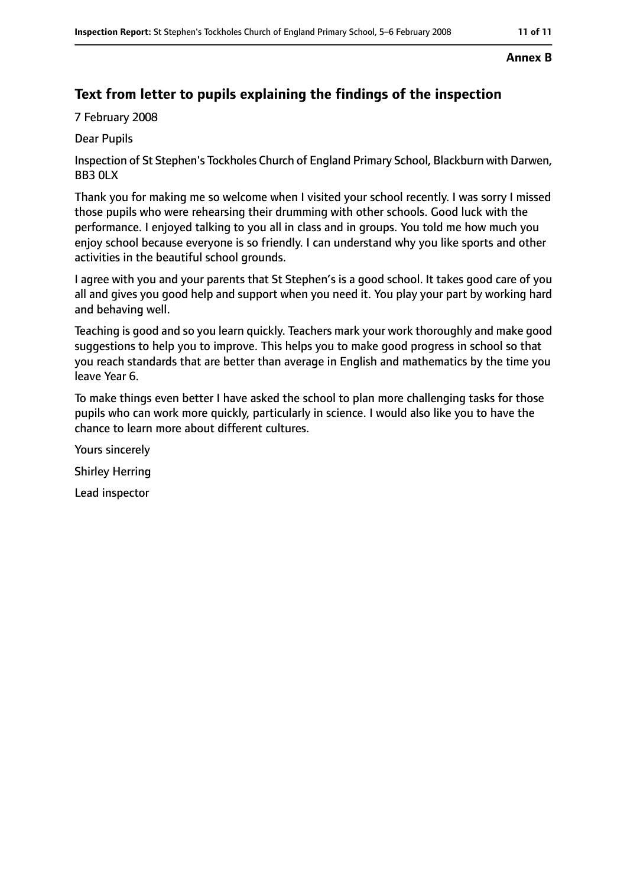**Annex B**

## Text from letter to pupils explaining the findings of the inspection

7 February 2008

Dear Pupils

Inspection of St Stephen's Tockholes Church of England Primary School, Blackburn with Darwen, BB3 0LX

Thank you for making me so welcome when I visited your school recently. I was sorry I missed those pupils who were rehearsing their drumming with other schools. Good luck with the performance. I enjoyed talking to you all in class and in groups. You told me how much you enjoy school because everyone is so friendly. I can understand why you like sports and other activities in the beautiful school grounds.

I agree with you and your parents that St Stephen's is a good school. It takes good care of you all and gives you good help and support when you need it. You play your part by working hard and behaving well.

Teaching is good and so you learn quickly. Teachers mark your work thoroughly and make good suggestions to help you to improve. This helps you to make good progress in school so that you reach standards that are better than average in English and mathematics by the time you leave Year 6.

To make things even better I have asked the school to plan more challenging tasks for those pupils who can work more quickly, particularly in science. I would also like you to have the chance to learn more about different cultures.

Yours sincerely

Shirley Herring

Lead inspector